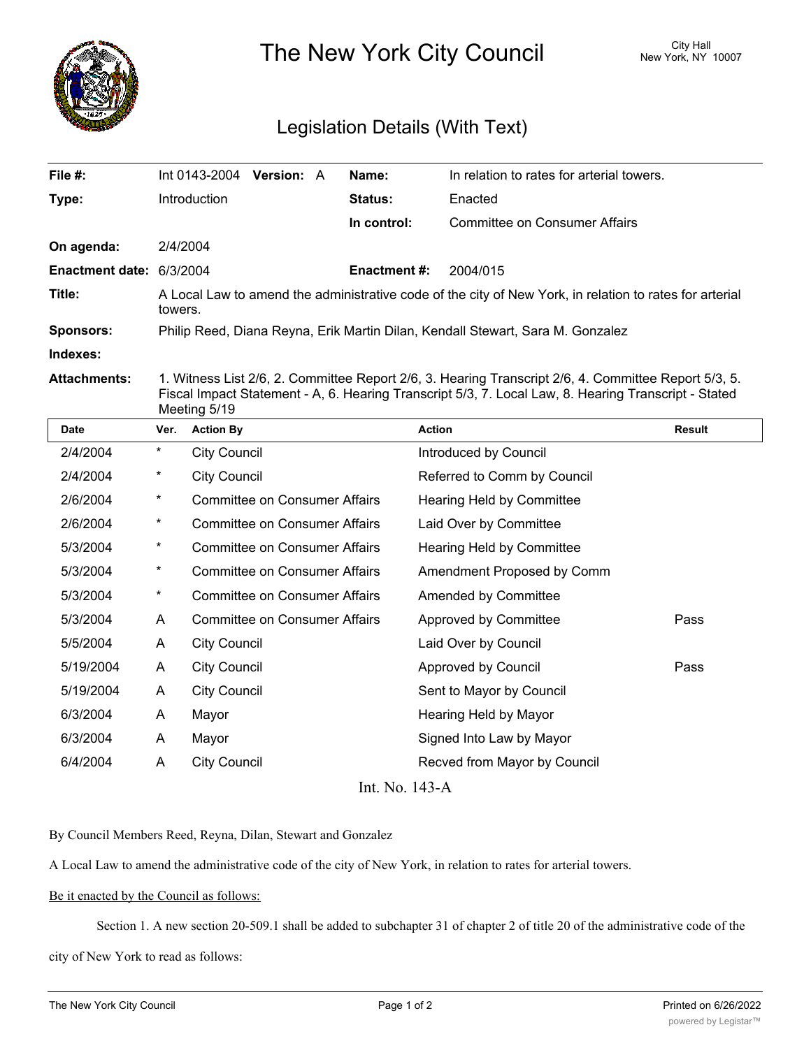# The New York City Council

City Hall
New York, NY 10007

## Legislation Details (With Text)

| | | | |
|---|---|---|---|
| **File #:** | Int 0143-2004 **Version:** A | **Name:** | In relation to rates for arterial towers. |
| **Type:** | Introduction | **Status:** | Enacted |
| | | **In control:** | Committee on Consumer Affairs |
| **On agenda:** | 2/4/2004 | | |
| **Enactment date:** | 6/3/2004 | **Enactment #:** | 2004/015 |

**Title:** A Local Law to amend the administrative code of the city of New York, in relation to rates for arterial towers.

**Sponsors:** Philip Reed, Diana Reyna, Erik Martin Dilan, Kendall Stewart, Sara M. Gonzalez

**Indexes:**

**Attachments:** 1. Witness List 2/6, 2. Committee Report 2/6, 3. Hearing Transcript 2/6, 4. Committee Report 5/3, 5. Fiscal Impact Statement - A, 6. Hearing Transcript 5/3, 7. Local Law, 8. Hearing Transcript - Stated Meeting 5/19

| Date | Ver. | Action By | Action | Result |
|---|---|---|---|---|
| 2/4/2004 | * | City Council | Introduced by Council | |
| 2/4/2004 | * | City Council | Referred to Comm by Council | |
| 2/6/2004 | * | Committee on Consumer Affairs | Hearing Held by Committee | |
| 2/6/2004 | * | Committee on Consumer Affairs | Laid Over by Committee | |
| 5/3/2004 | * | Committee on Consumer Affairs | Hearing Held by Committee | |
| 5/3/2004 | * | Committee on Consumer Affairs | Amendment Proposed by Comm | |
| 5/3/2004 | * | Committee on Consumer Affairs | Amended by Committee | |
| 5/3/2004 | A | Committee on Consumer Affairs | Approved by Committee | Pass |
| 5/5/2004 | A | City Council | Laid Over by Council | |
| 5/19/2004 | A | City Council | Approved by Council | Pass |
| 5/19/2004 | A | City Council | Sent to Mayor by Council | |
| 6/3/2004 | A | Mayor | Hearing Held by Mayor | |
| 6/3/2004 | A | Mayor | Signed Into Law by Mayor | |
| 6/4/2004 | A | City Council | Recved from Mayor by Council | |

Int. No. 143-A

By Council Members Reed, Reyna, Dilan, Stewart and Gonzalez

A Local Law to amend the administrative code of the city of New York, in relation to rates for arterial towers.

Be it enacted by the Council as follows:

Section 1. A new section 20-509.1 shall be added to subchapter 31 of chapter 2 of title 20 of the administrative code of the city of New York to read as follows: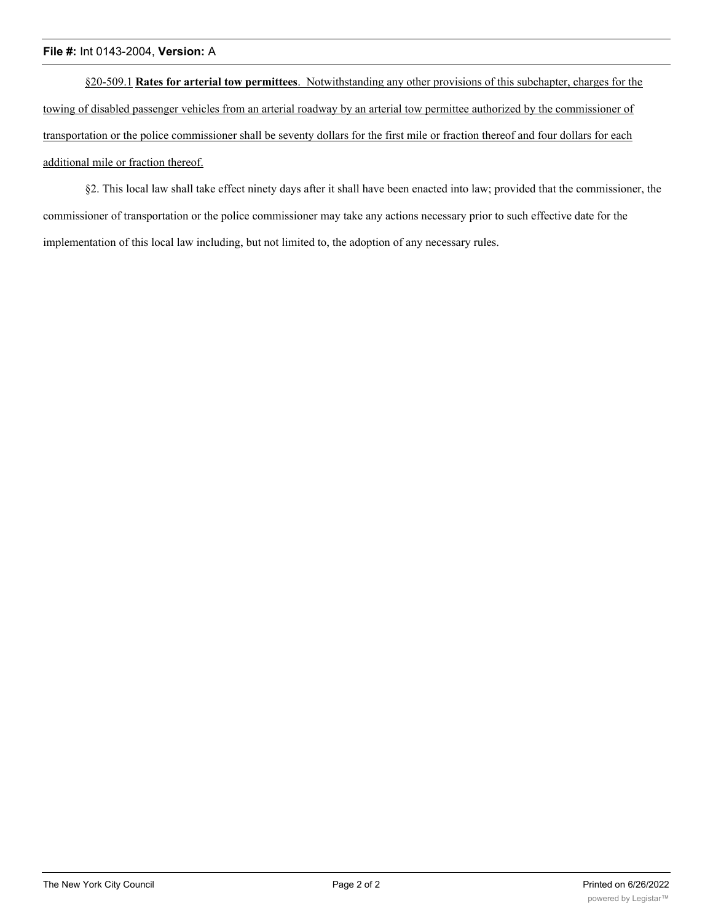§20-509.1 **Rates for arterial tow permittees**. Notwithstanding any other provisions of this subchapter, charges for the towing of disabled passenger vehicles from an arterial roadway by an arterial tow permittee authorized by the commissioner of transportation or the police commissioner shall be seventy dollars for the first mile or fraction thereof and four dollars for each additional mile or fraction thereof.

§2. This local law shall take effect ninety days after it shall have been enacted into law; provided that the commissioner, the commissioner of transportation or the police commissioner may take any actions necessary prior to such effective date for the implementation of this local law including, but not limited to, the adoption of any necessary rules.